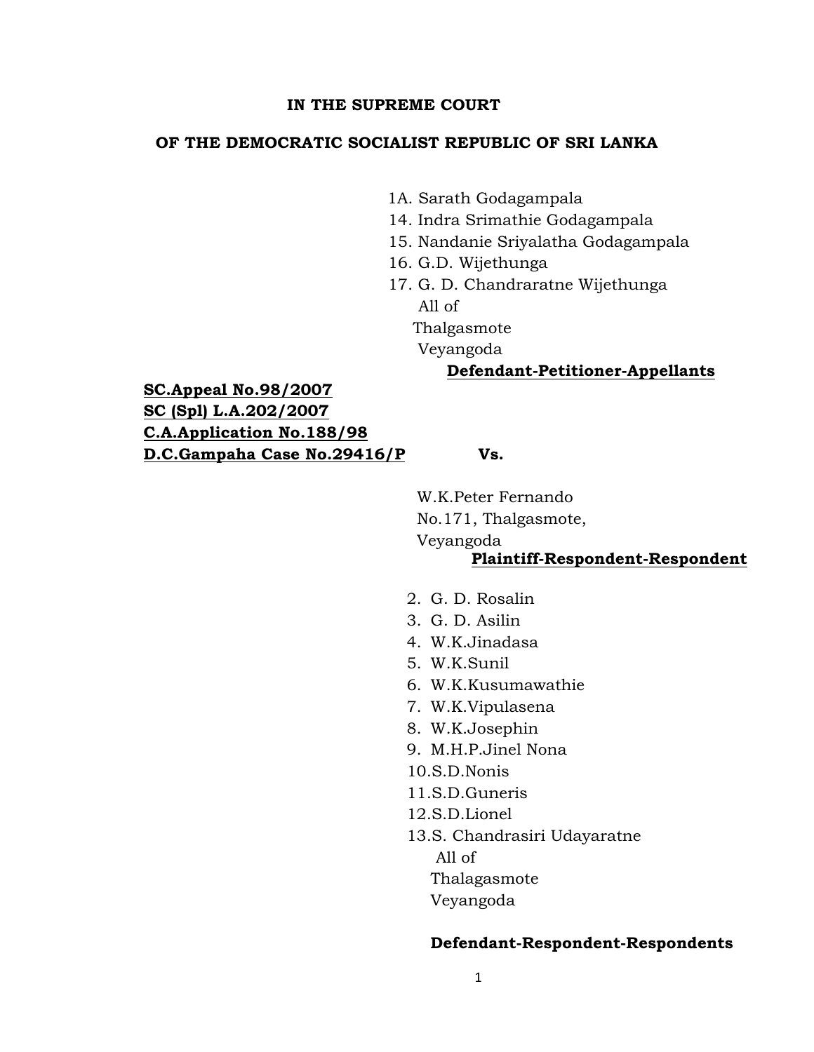**IN THE SUPREME COURT**

**OF THE DEMOCRATIC SOCIALIST REPUBLIC OF SRI LANKA**

1A. Sarath Godagampala
14. Indra Srimathie Godagampala
15. Nandanie Sriyalatha Godagampala
16. G.D. Wijethunga
17. G. D. Chandraratne Wijethunga
All of
Thalgasmote
Veyangoda

**Defendant-Petitioner-Appellants**

**SC.Appeal No.98/2007**
**SC (Spl) L.A.202/2007**
**C.A.Application No.188/98**
**D.C.Gampaha Case No.29416/P**

**Vs.**

W.K.Peter Fernando
No.171, Thalgasmote,
Veyangoda

**Plaintiff-Respondent-Respondent**

2. G. D. Rosalin
3. G. D. Asilin
4. W.K.Jinadasa
5. W.K.Sunil
6. W.K.Kusumawathie
7. W.K.Vipulasena
8. W.K.Josephin
9. M.H.P.Jinel Nona
10. S.D.Nonis
11. S.D.Guneris
12. S.D.Lionel
13. S. Chandrasiri Udayaratne
All of
Thalagasmote
Veyangoda

**Defendant-Respondent-Respondents**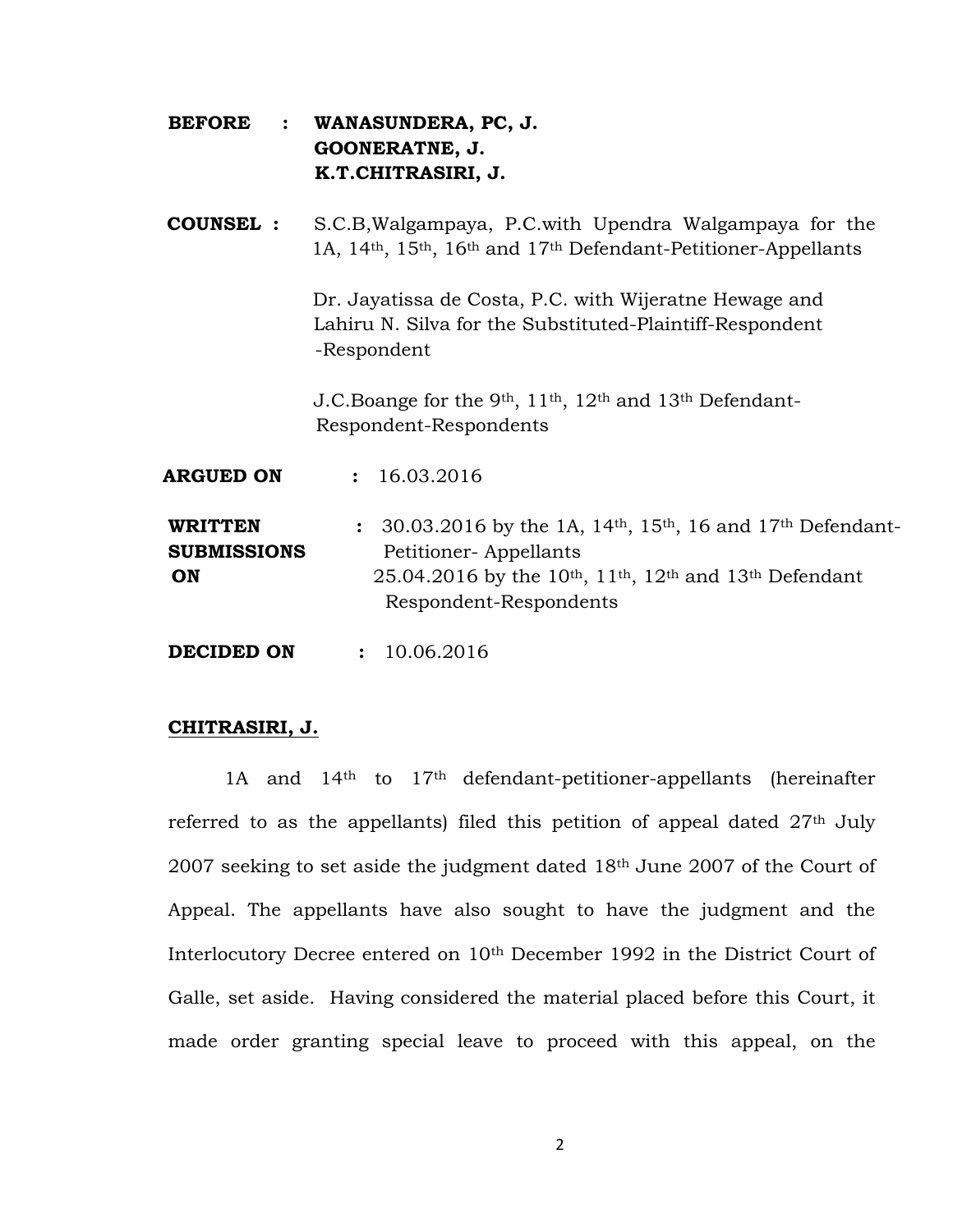**BEFORE :** **WANASUNDERA, PC, J.**
**GOONERATNE, J.**
**K.T.CHITRASIRI, J.**

**COUNSEL :** S.C.B,Walgampaya, P.C.with Upendra Walgampaya for the 1A, 14th, 15th, 16th and 17th Defendant-Petitioner-Appellants

Dr. Jayatissa de Costa, P.C. with Wijeratne Hewage and Lahiru N. Silva for the Substituted-Plaintiff-Respondent -Respondent

J.C.Boange for the 9th, 11th, 12th and 13th Defendant-Respondent-Respondents

**ARGUED ON** : 16.03.2016

**WRITTEN SUBMISSIONS ON** : 30.03.2016 by the 1A, 14th, 15th, 16 and 17th Defendant-Petitioner- Appellants
25.04.2016 by the 10th, 11th, 12th and 13th Defendant Respondent-Respondents

**DECIDED ON** : 10.06.2016

**CHITRASIRI, J.**

1A and 14th to 17th defendant-petitioner-appellants (hereinafter referred to as the appellants) filed this petition of appeal dated 27th July 2007 seeking to set aside the judgment dated 18th June 2007 of the Court of Appeal. The appellants have also sought to have the judgment and the Interlocutory Decree entered on 10th December 1992 in the District Court of Galle, set aside. Having considered the material placed before this Court, it made order granting special leave to proceed with this appeal, on the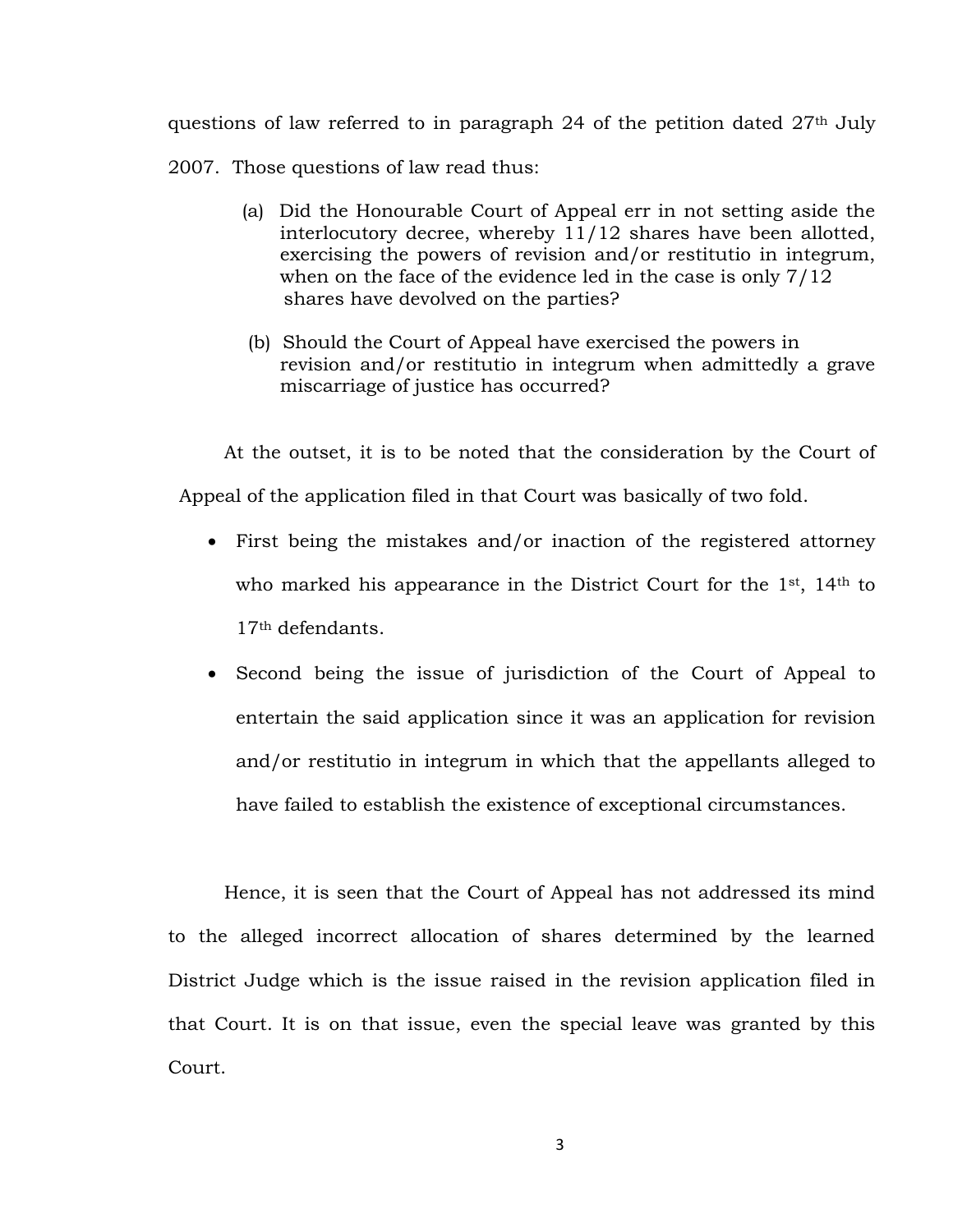questions of law referred to in paragraph 24 of the petition dated 27th July 2007. Those questions of law read thus:

(a) Did the Honourable Court of Appeal err in not setting aside the interlocutory decree, whereby 11/12 shares have been allotted, exercising the powers of revision and/or restitutio in integrum, when on the face of the evidence led in the case is only 7/12 shares have devolved on the parties?

(b) Should the Court of Appeal have exercised the powers in revision and/or restitutio in integrum when admittedly a grave miscarriage of justice has occurred?

At the outset, it is to be noted that the consideration by the Court of Appeal of the application filed in that Court was basically of two fold.

- First being the mistakes and/or inaction of the registered attorney who marked his appearance in the District Court for the 1st, 14th to 17th defendants.
- Second being the issue of jurisdiction of the Court of Appeal to entertain the said application since it was an application for revision and/or restitutio in integrum in which that the appellants alleged to have failed to establish the existence of exceptional circumstances.

Hence, it is seen that the Court of Appeal has not addressed its mind to the alleged incorrect allocation of shares determined by the learned District Judge which is the issue raised in the revision application filed in that Court. It is on that issue, even the special leave was granted by this Court.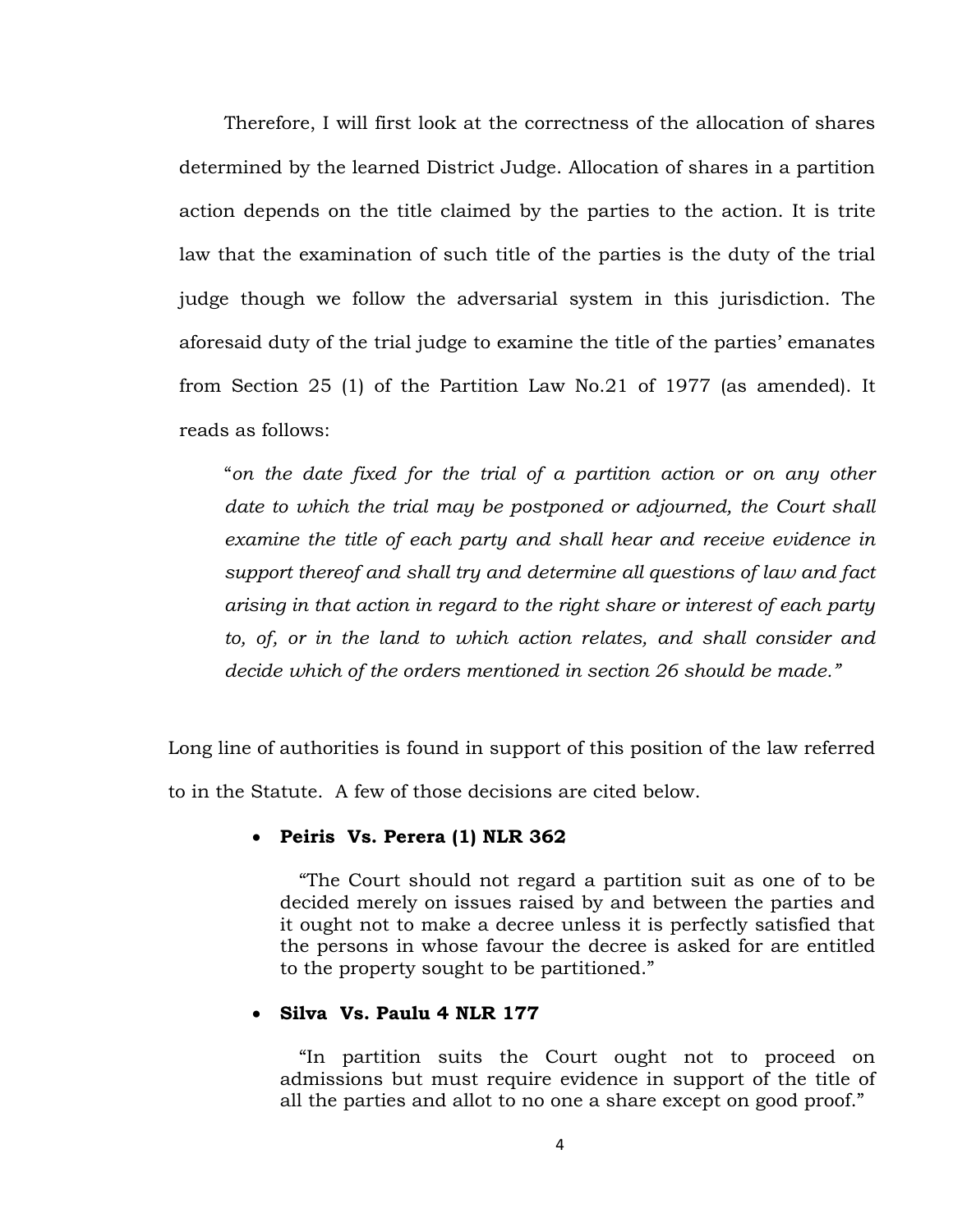Therefore, I will first look at the correctness of the allocation of shares determined by the learned District Judge. Allocation of shares in a partition action depends on the title claimed by the parties to the action. It is trite law that the examination of such title of the parties is the duty of the trial judge though we follow the adversarial system in this jurisdiction. The aforesaid duty of the trial judge to examine the title of the parties' emanates from Section 25 (1) of the Partition Law No.21 of 1977 (as amended). It reads as follows:

> "*on the date fixed for the trial of a partition action or on any other date to which the trial may be postponed or adjourned, the Court shall examine the title of each party and shall hear and receive evidence in support thereof and shall try and determine all questions of law and fact arising in that action in regard to the right share or interest of each party to, of, or in the land to which action relates, and shall consider and decide which of the orders mentioned in section 26 should be made.*"

Long line of authorities is found in support of this position of the law referred to in the Statute. A few of those decisions are cited below.

- **Peiris Vs. Perera (1) NLR 362**

  "The Court should not regard a partition suit as one of to be decided merely on issues raised by and between the parties and it ought not to make a decree unless it is perfectly satisfied that the persons in whose favour the decree is asked for are entitled to the property sought to be partitioned."

- **Silva Vs. Paulu 4 NLR 177**

  "In partition suits the Court ought not to proceed on admissions but must require evidence in support of the title of all the parties and allot to no one a share except on good proof."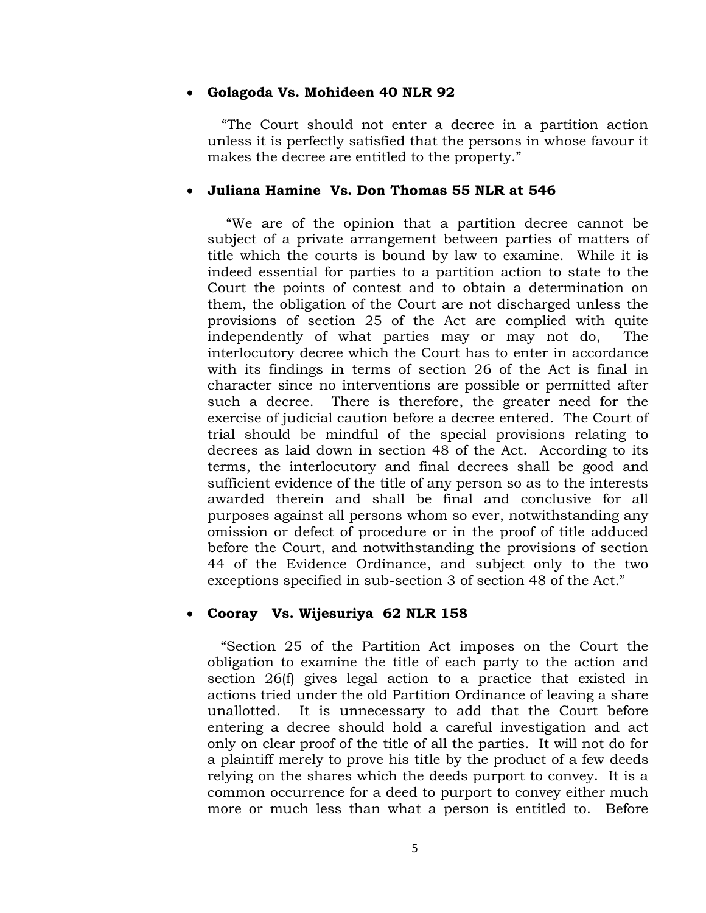- **Golagoda Vs. Mohideen 40 NLR 92**

  "The Court should not enter a decree in a partition action unless it is perfectly satisfied that the persons in whose favour it makes the decree are entitled to the property."

- **Juliana Hamine Vs. Don Thomas 55 NLR at 546**

  "We are of the opinion that a partition decree cannot be subject of a private arrangement between parties of matters of title which the courts is bound by law to examine. While it is indeed essential for parties to a partition action to state to the Court the points of contest and to obtain a determination on them, the obligation of the Court are not discharged unless the provisions of section 25 of the Act are complied with quite independently of what parties may or may not do, The interlocutory decree which the Court has to enter in accordance with its findings in terms of section 26 of the Act is final in character since no interventions are possible or permitted after such a decree. There is therefore, the greater need for the exercise of judicial caution before a decree entered. The Court of trial should be mindful of the special provisions relating to decrees as laid down in section 48 of the Act. According to its terms, the interlocutory and final decrees shall be good and sufficient evidence of the title of any person so as to the interests awarded therein and shall be final and conclusive for all purposes against all persons whom so ever, notwithstanding any omission or defect of procedure or in the proof of title adduced before the Court, and notwithstanding the provisions of section 44 of the Evidence Ordinance, and subject only to the two exceptions specified in sub-section 3 of section 48 of the Act."

- **Cooray Vs. Wijesuriya 62 NLR 158**

  "Section 25 of the Partition Act imposes on the Court the obligation to examine the title of each party to the action and section 26(f) gives legal action to a practice that existed in actions tried under the old Partition Ordinance of leaving a share unallotted. It is unnecessary to add that the Court before entering a decree should hold a careful investigation and act only on clear proof of the title of all the parties. It will not do for a plaintiff merely to prove his title by the product of a few deeds relying on the shares which the deeds purport to convey. It is a common occurrence for a deed to purport to convey either much more or much less than what a person is entitled to. Before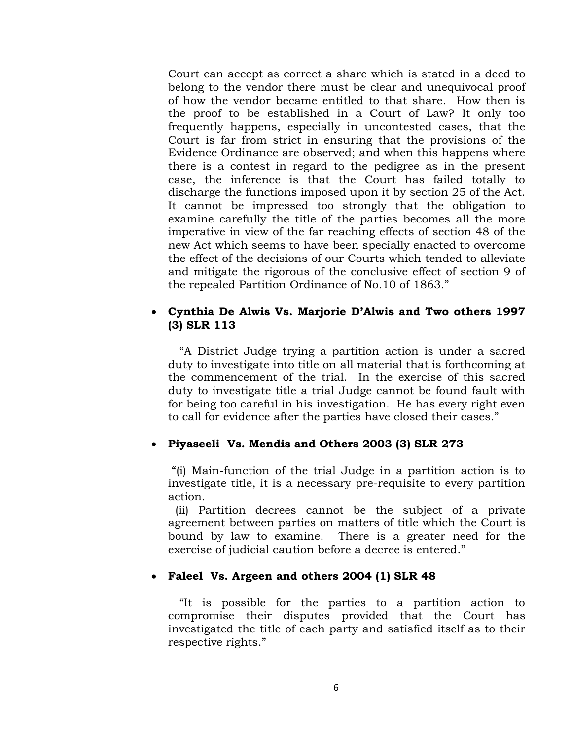Court can accept as correct a share which is stated in a deed to belong to the vendor there must be clear and unequivocal proof of how the vendor became entitled to that share. How then is the proof to be established in a Court of Law? It only too frequently happens, especially in uncontested cases, that the Court is far from strict in ensuring that the provisions of the Evidence Ordinance are observed; and when this happens where there is a contest in regard to the pedigree as in the present case, the inference is that the Court has failed totally to discharge the functions imposed upon it by section 25 of the Act. It cannot be impressed too strongly that the obligation to examine carefully the title of the parties becomes all the more imperative in view of the far reaching effects of section 48 of the new Act which seems to have been specially enacted to overcome the effect of the decisions of our Courts which tended to alleviate and mitigate the rigorous of the conclusive effect of section 9 of the repealed Partition Ordinance of No.10 of 1863."

- **Cynthia De Alwis Vs. Marjorie D'Alwis and Two others 1997 (3) SLR 113**

  "A District Judge trying a partition action is under a sacred duty to investigate into title on all material that is forthcoming at the commencement of the trial. In the exercise of this sacred duty to investigate title a trial Judge cannot be found fault with for being too careful in his investigation. He has every right even to call for evidence after the parties have closed their cases."

- **Piyaseeli Vs. Mendis and Others 2003 (3) SLR 273**

  "(i) Main-function of the trial Judge in a partition action is to investigate title, it is a necessary pre-requisite to every partition action.
  (ii) Partition decrees cannot be the subject of a private agreement between parties on matters of title which the Court is bound by law to examine. There is a greater need for the exercise of judicial caution before a decree is entered."

- **Faleel Vs. Argeen and others 2004 (1) SLR 48**

  "It is possible for the parties to a partition action to compromise their disputes provided that the Court has investigated the title of each party and satisfied itself as to their respective rights."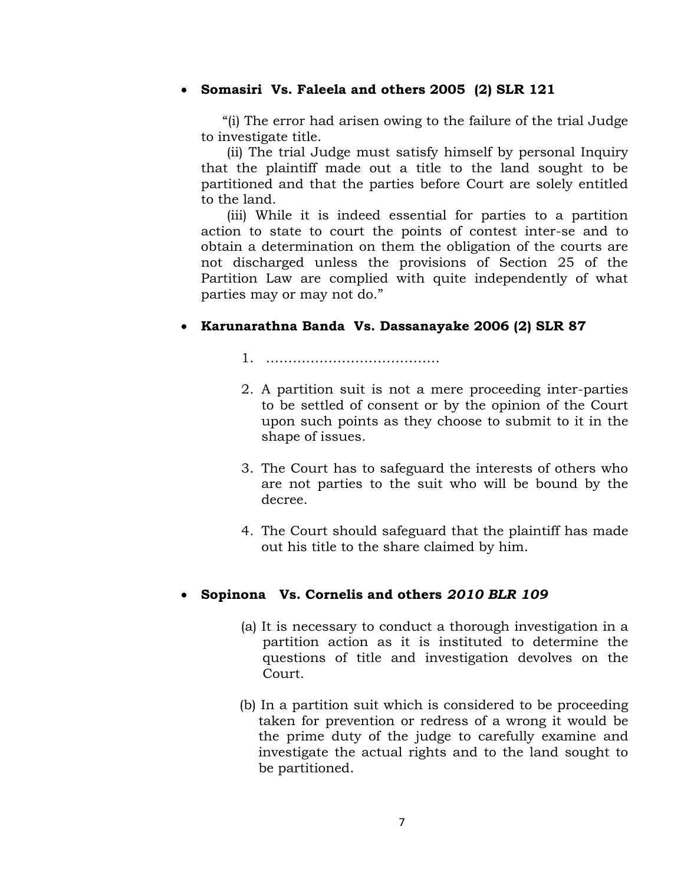- **Somasiri Vs. Faleela and others 2005 (2) SLR 121**

  "(i) The error had arisen owing to the failure of the trial Judge to investigate title.

  (ii) The trial Judge must satisfy himself by personal Inquiry that the plaintiff made out a title to the land sought to be partitioned and that the parties before Court are solely entitled to the land.

  (iii) While it is indeed essential for parties to a partition action to state to court the points of contest inter-se and to obtain a determination on them the obligation of the courts are not discharged unless the provisions of Section 25 of the Partition Law are complied with quite independently of what parties may or may not do."

- **Karunarathna Banda Vs. Dassanayake 2006 (2) SLR 87**

  1. …………………………………

  2. A partition suit is not a mere proceeding inter-parties to be settled of consent or by the opinion of the Court upon such points as they choose to submit to it in the shape of issues.

  3. The Court has to safeguard the interests of others who are not parties to the suit who will be bound by the decree.

  4. The Court should safeguard that the plaintiff has made out his title to the share claimed by him.

- **Sopinona Vs. Cornelis and others *2010 BLR 109***

  (a) It is necessary to conduct a thorough investigation in a partition action as it is instituted to determine the questions of title and investigation devolves on the Court.

  (b) In a partition suit which is considered to be proceeding taken for prevention or redress of a wrong it would be the prime duty of the judge to carefully examine and investigate the actual rights and to the land sought to be partitioned.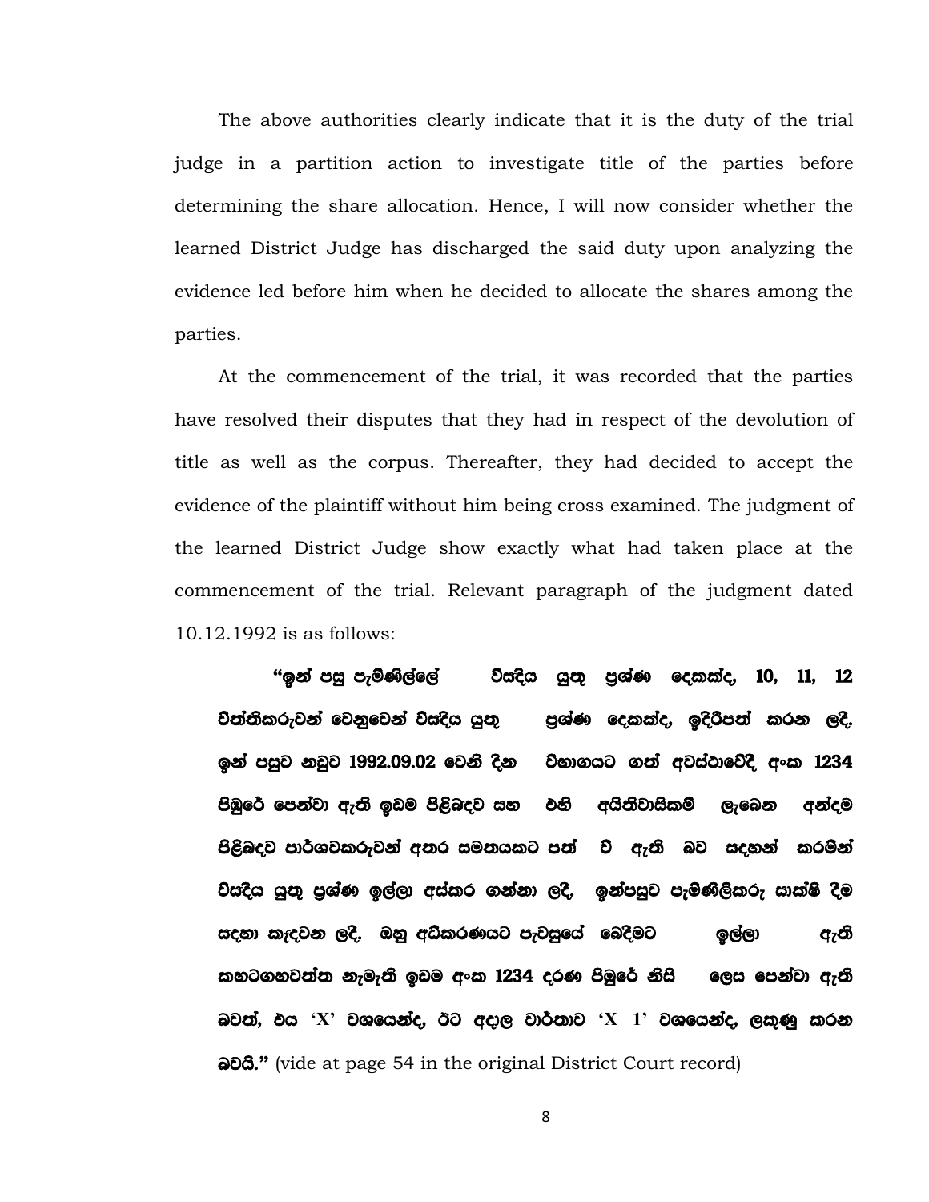The above authorities clearly indicate that it is the duty of the trial judge in a partition action to investigate title of the parties before determining the share allocation. Hence, I will now consider whether the learned District Judge has discharged the said duty upon analyzing the evidence led before him when he decided to allocate the shares among the parties.

At the commencement of the trial, it was recorded that the parties have resolved their disputes that they had in respect of the devolution of title as well as the corpus. Thereafter, they had decided to accept the evidence of the plaintiff without him being cross examined. The judgment of the learned District Judge show exactly what had taken place at the commencement of the trial. Relevant paragraph of the judgment dated 10.12.1992 is as follows:

> **"ඉන් පසු පැමිණිල්ලේ විසඳිය යුතු ප්‍රශ්ණ දෙකක්ද, 10, 11, 12 විත්තිකරුවන් වෙනුවෙන් විසඳිය යුතු ප්‍රශ්ණ දෙකක්ද, ඉදිරිපත් කරන ලදී. ඉන් පසුව නඩුව 1992.09.02 වෙනි දින විභාගයට ගත් අවස්ථාවේදී අංක 1234 පිඹුරේ පෙන්වා ඇති ඉඩම පිළිබඳව සහ එහි අයිතිවාසිකම් ලැබෙන අන්දම පිළිබඳව පාර්ශවකරුවන් අතර සමතයකට පත් වී ඇති බව සඳහන් කරමින් විසඳිය යුතු ප්‍රශ්ණ ඉල්ලා අස්කර ගන්නා ලදී. ඉන්පසුව පැමිණිලිකරු සාක්ෂි දීම සඳහා කැඳවන ලදී. ඔහු අධිකරණයට පැවසුයේ බෙදීමට ඉල්ලා ඇති කහටගහවත්ත නැමැති ඉඩම අංක 1234 දරණ පිඹුරේ නිසි ලෙස පෙන්වා ඇති බවත්, එය 'X' වශයෙන්ද, ඊට අදාල වාර්තාව 'X 1' වශයෙන්ද, ලකුණු කරන බවයි."** (vide at page 54 in the original District Court record)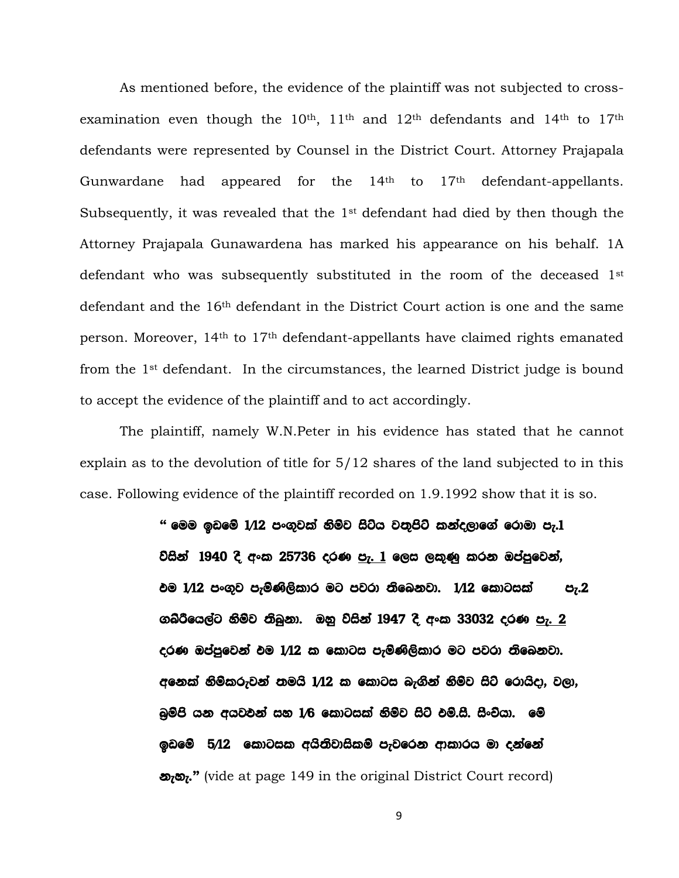As mentioned before, the evidence of the plaintiff was not subjected to cross-examination even though the 10th, 11th and 12th defendants and 14th to 17th defendants were represented by Counsel in the District Court. Attorney Prajapala Gunwardane had appeared for the 14th to 17th defendant-appellants. Subsequently, it was revealed that the 1st defendant had died by then though the Attorney Prajapala Gunawardena has marked his appearance on his behalf. 1A defendant who was subsequently substituted in the room of the deceased 1st defendant and the 16th defendant in the District Court action is one and the same person. Moreover, 14th to 17th defendant-appellants have claimed rights emanated from the 1st defendant. In the circumstances, the learned District judge is bound to accept the evidence of the plaintiff and to act accordingly.

The plaintiff, namely W.N.Peter in his evidence has stated that he cannot explain as to the devolution of title for 5/12 shares of the land subjected to in this case. Following evidence of the plaintiff recorded on 1.9.1992 show that it is so.

> **" මෙම ඉඩමේ 1/12 පංගුවක් හිමිව සිටිය වතුපිටි කන්දලාගේ රොමා පැ.1 විසින් 1940 දී අංක 25736 දරණ <u>පැ. 1</u> ලෙස ලකුණු කරන ඔප්පුවෙන්, එම 1/12 පංගුව පැමිණිලිකාර මට පවරා තිබෙනවා. 1/12 කොටසක් පැ.2 ගබ්රියෙල්ට හිමිව තිබුනා. ඔහු විසින් 1947 දී අංක 33032 දරණ <u>පැ. 2</u> දරණ ඔප්පුවෙන් එම 1/12 ක කොටස පැමිණිලිකාර මට පවරා තිබෙනවා. අනෙක් හිමිකරුවන් තමයි 1/12 ක කොටස බැගින් හිමිව සිටි රොයිදා, වලා, බ්‍රම්පි යන අයවළුන් සහ 1/6 කොටසක් හිමිව සිටි එම්.සී. සිංචියා. මේ ඉඩමේ 5/12 කොටසක අයිතිවාසිකම් පැවරෙන ආකාරය මා දන්නේ නැහැ."** (vide at page 149 in the original District Court record)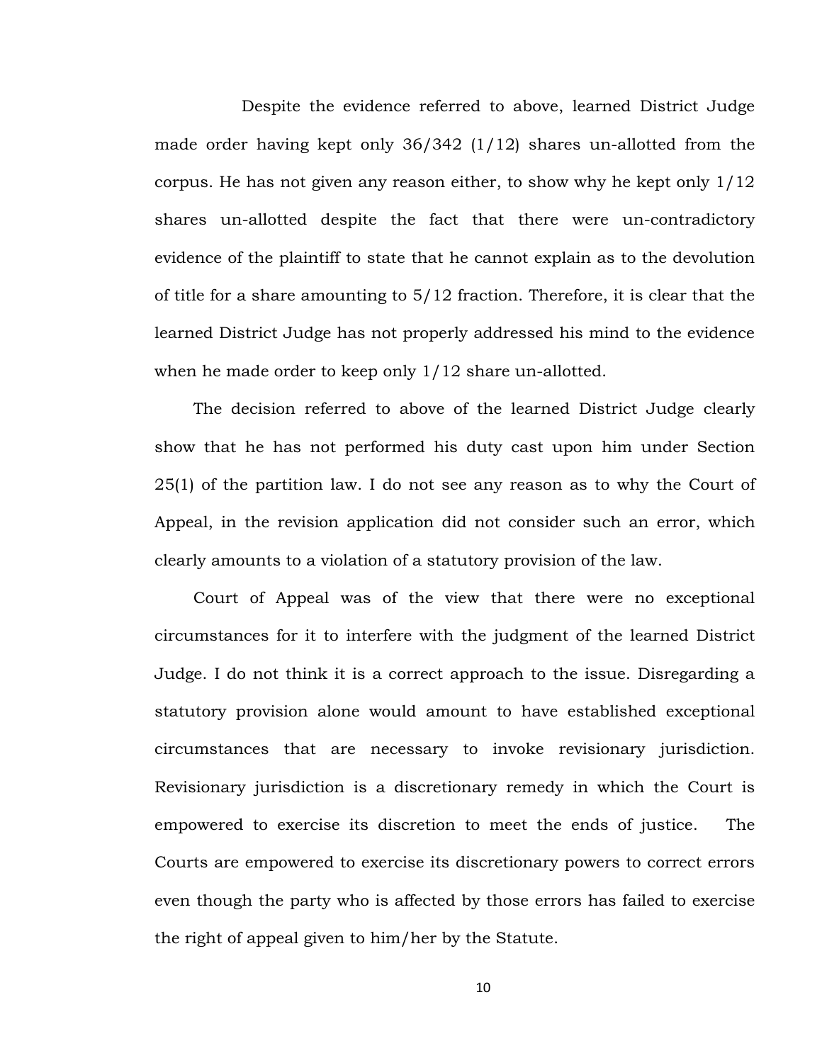Despite the evidence referred to above, learned District Judge made order having kept only 36/342 (1/12) shares un-allotted from the corpus. He has not given any reason either, to show why he kept only 1/12 shares un-allotted despite the fact that there were un-contradictory evidence of the plaintiff to state that he cannot explain as to the devolution of title for a share amounting to 5/12 fraction. Therefore, it is clear that the learned District Judge has not properly addressed his mind to the evidence when he made order to keep only 1/12 share un-allotted.

The decision referred to above of the learned District Judge clearly show that he has not performed his duty cast upon him under Section 25(1) of the partition law. I do not see any reason as to why the Court of Appeal, in the revision application did not consider such an error, which clearly amounts to a violation of a statutory provision of the law.

Court of Appeal was of the view that there were no exceptional circumstances for it to interfere with the judgment of the learned District Judge. I do not think it is a correct approach to the issue. Disregarding a statutory provision alone would amount to have established exceptional circumstances that are necessary to invoke revisionary jurisdiction. Revisionary jurisdiction is a discretionary remedy in which the Court is empowered to exercise its discretion to meet the ends of justice. The Courts are empowered to exercise its discretionary powers to correct errors even though the party who is affected by those errors has failed to exercise the right of appeal given to him/her by the Statute.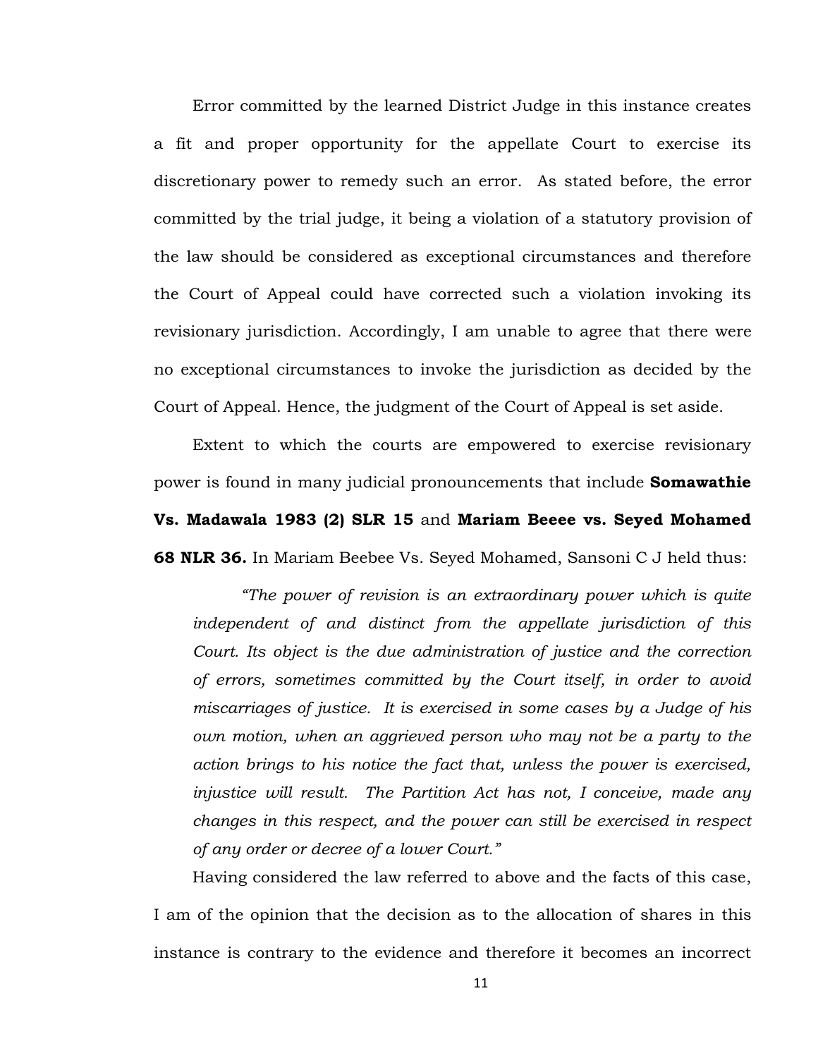Error committed by the learned District Judge in this instance creates a fit and proper opportunity for the appellate Court to exercise its discretionary power to remedy such an error. As stated before, the error committed by the trial judge, it being a violation of a statutory provision of the law should be considered as exceptional circumstances and therefore the Court of Appeal could have corrected such a violation invoking its revisionary jurisdiction. Accordingly, I am unable to agree that there were no exceptional circumstances to invoke the jurisdiction as decided by the Court of Appeal. Hence, the judgment of the Court of Appeal is set aside.

Extent to which the courts are empowered to exercise revisionary power is found in many judicial pronouncements that include **Somawathie Vs. Madawala 1983 (2) SLR 15** and **Mariam Beeee vs. Seyed Mohamed 68 NLR 36.** In Mariam Beebee Vs. Seyed Mohamed, Sansoni C J held thus:

> *"The power of revision is an extraordinary power which is quite independent of and distinct from the appellate jurisdiction of this Court. Its object is the due administration of justice and the correction of errors, sometimes committed by the Court itself, in order to avoid miscarriages of justice. It is exercised in some cases by a Judge of his own motion, when an aggrieved person who may not be a party to the action brings to his notice the fact that, unless the power is exercised, injustice will result. The Partition Act has not, I conceive, made any changes in this respect, and the power can still be exercised in respect of any order or decree of a lower Court."*

Having considered the law referred to above and the facts of this case, I am of the opinion that the decision as to the allocation of shares in this instance is contrary to the evidence and therefore it becomes an incorrect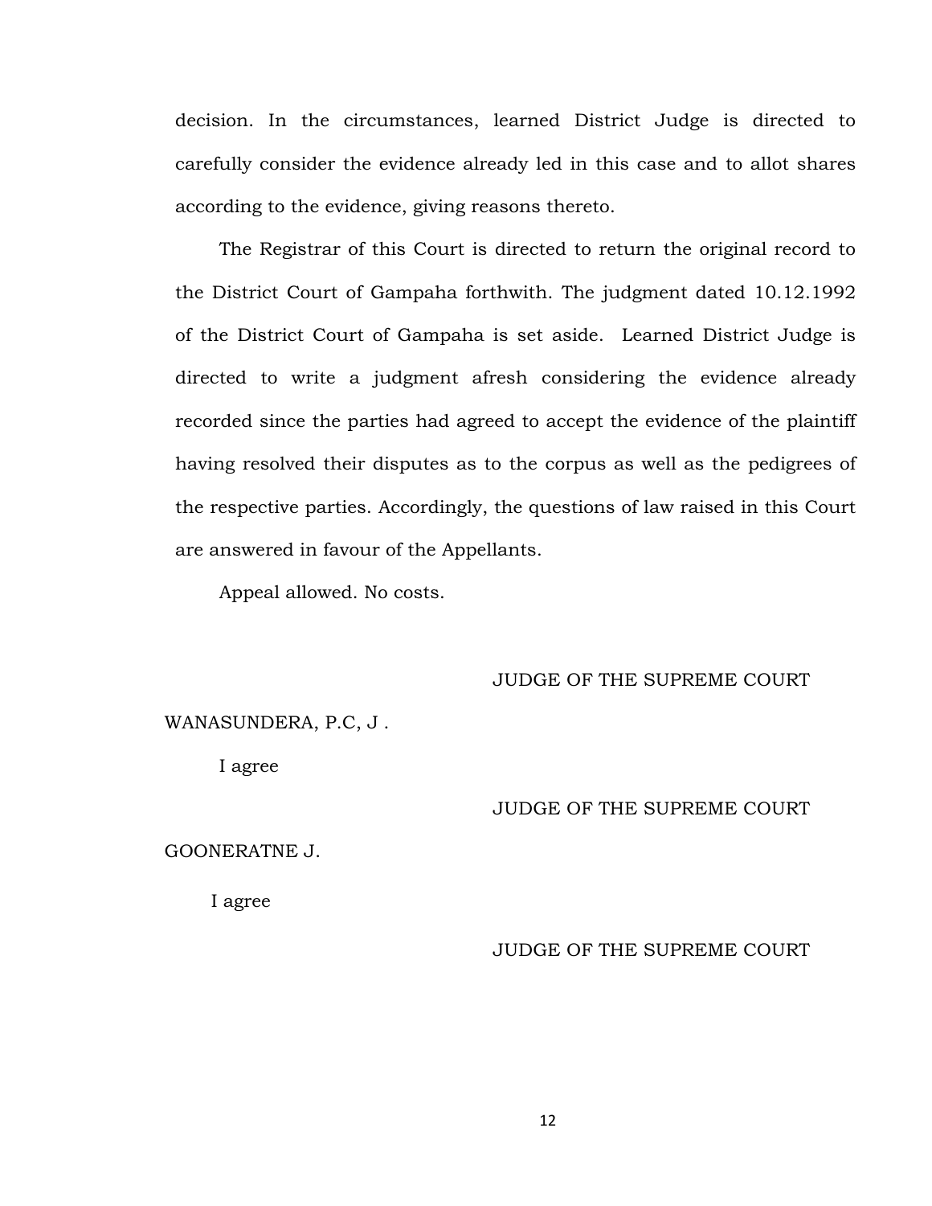decision. In the circumstances, learned District Judge is directed to carefully consider the evidence already led in this case and to allot shares according to the evidence, giving reasons thereto.

The Registrar of this Court is directed to return the original record to the District Court of Gampaha forthwith. The judgment dated 10.12.1992 of the District Court of Gampaha is set aside. Learned District Judge is directed to write a judgment afresh considering the evidence already recorded since the parties had agreed to accept the evidence of the plaintiff having resolved their disputes as to the corpus as well as the pedigrees of the respective parties. Accordingly, the questions of law raised in this Court are answered in favour of the Appellants.

Appeal allowed. No costs.

JUDGE OF THE SUPREME COURT

WANASUNDERA, P.C, J .

I agree

JUDGE OF THE SUPREME COURT

GOONERATNE J.

I agree

JUDGE OF THE SUPREME COURT